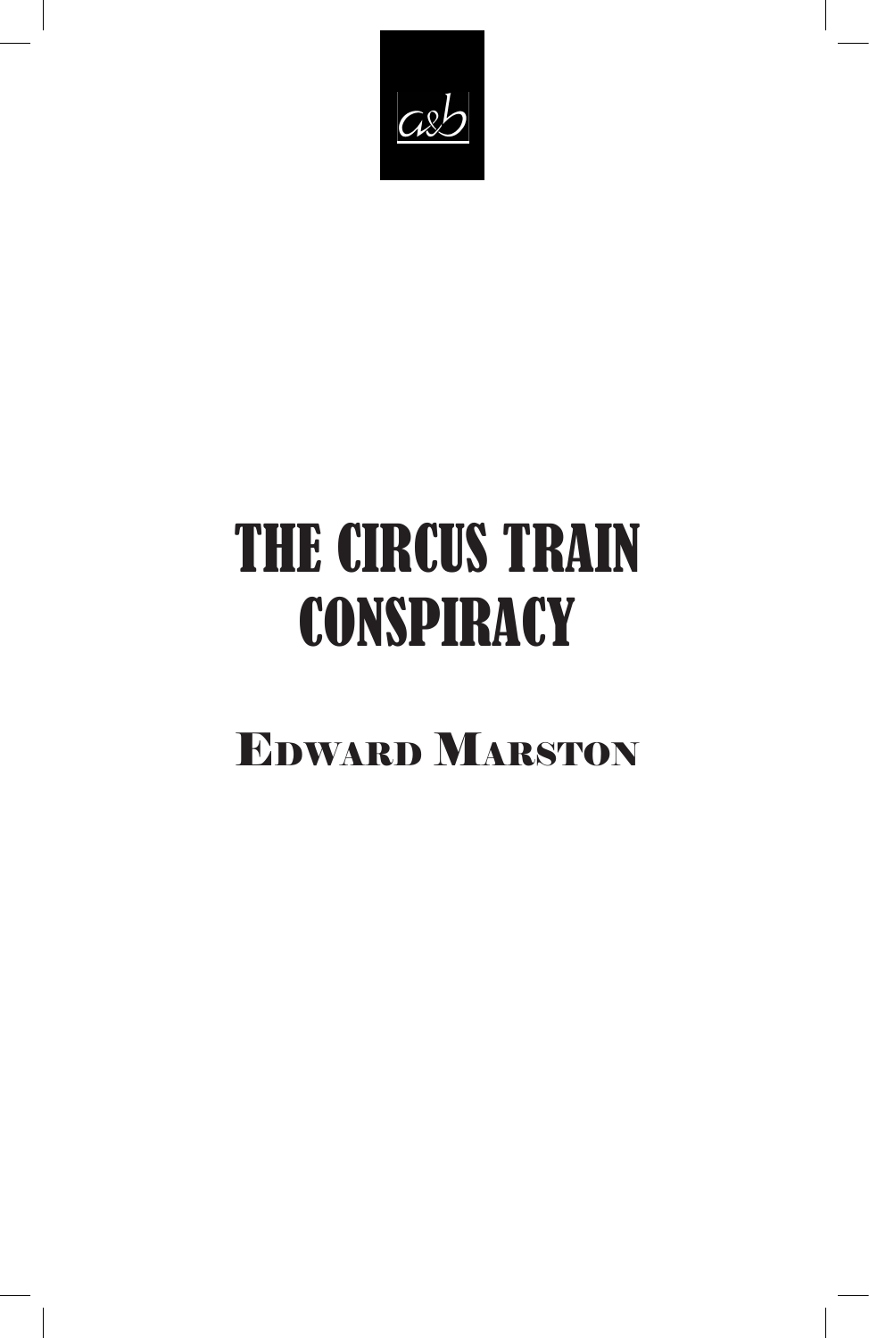a&b

# THE CIRCUS TRAIN CONSPIRACY

## EDWARD MARSTON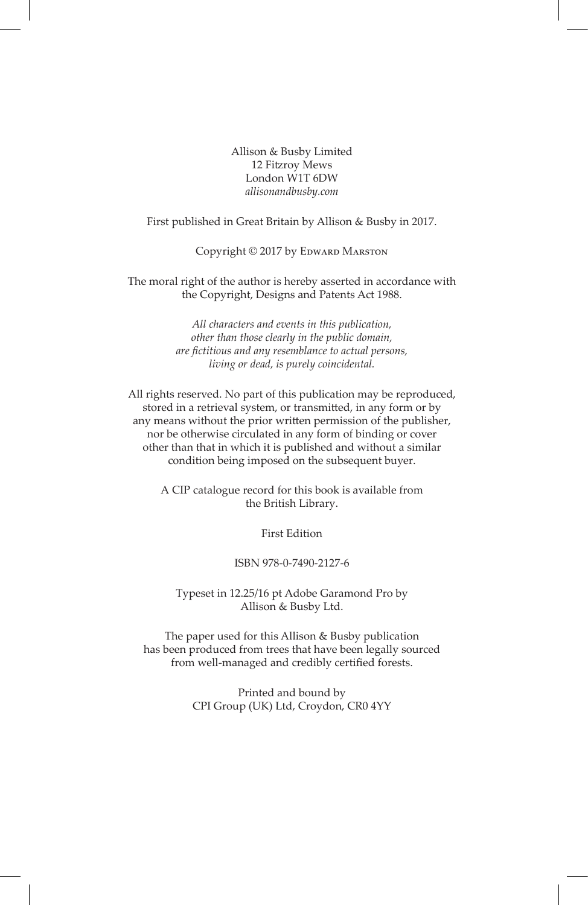Allison & Busby Limited
12 Fitzroy Mews
London W1T 6DW
*allisonandbusby.com*

First published in Great Britain by Allison & Busby in 2017.

Copyright © 2017 by Edward Marston

The moral right of the author is hereby asserted in accordance with the Copyright, Designs and Patents Act 1988.

*All characters and events in this publication, other than those clearly in the public domain, are fictitious and any resemblance to actual persons, living or dead, is purely coincidental.*

All rights reserved. No part of this publication may be reproduced, stored in a retrieval system, or transmitted, in any form or by any means without the prior written permission of the publisher, nor be otherwise circulated in any form of binding or cover other than that in which it is published and without a similar condition being imposed on the subsequent buyer.

A CIP catalogue record for this book is available from the British Library.

First Edition

ISBN 978-0-7490-2127-6

Typeset in 12.25/16 pt Adobe Garamond Pro by Allison & Busby Ltd.

The paper used for this Allison & Busby publication has been produced from trees that have been legally sourced from well-managed and credibly certified forests.

Printed and bound by
CPI Group (UK) Ltd, Croydon, CR0 4YY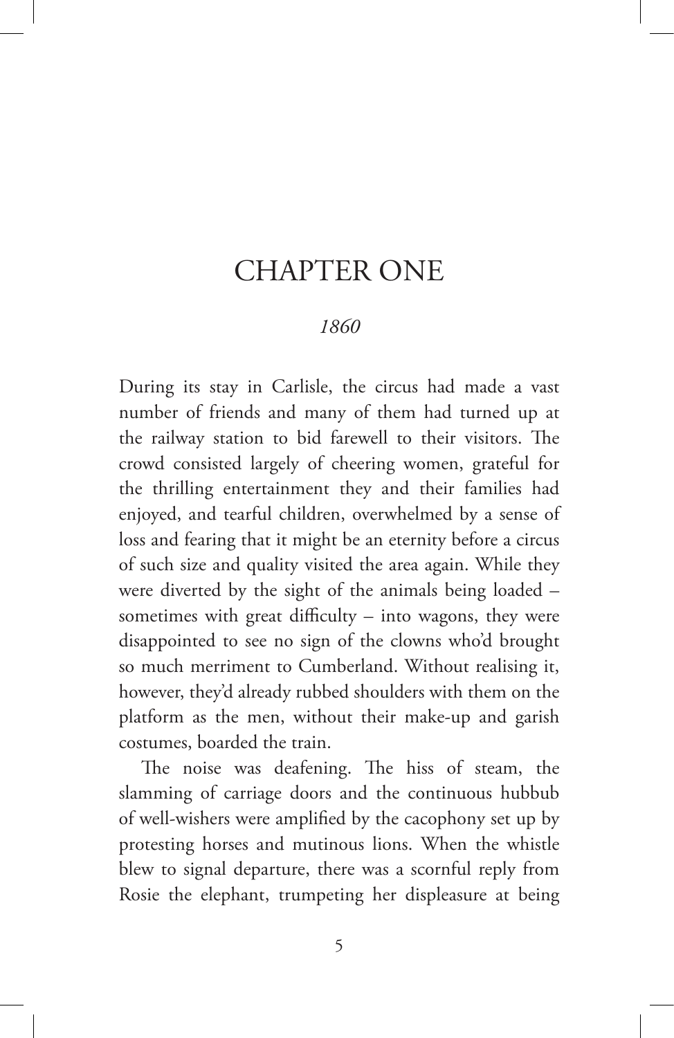# CHAPTER ONE

*1860*

During its stay in Carlisle, the circus had made a vast number of friends and many of them had turned up at the railway station to bid farewell to their visitors. The crowd consisted largely of cheering women, grateful for the thrilling entertainment they and their families had enjoyed, and tearful children, overwhelmed by a sense of loss and fearing that it might be an eternity before a circus of such size and quality visited the area again. While they were diverted by the sight of the animals being loaded – sometimes with great difficulty – into wagons, they were disappointed to see no sign of the clowns who'd brought so much merriment to Cumberland. Without realising it, however, they'd already rubbed shoulders with them on the platform as the men, without their make-up and garish costumes, boarded the train.

The noise was deafening. The hiss of steam, the slamming of carriage doors and the continuous hubbub of well-wishers were amplified by the cacophony set up by protesting horses and mutinous lions. When the whistle blew to signal departure, there was a scornful reply from Rosie the elephant, trumpeting her displeasure at being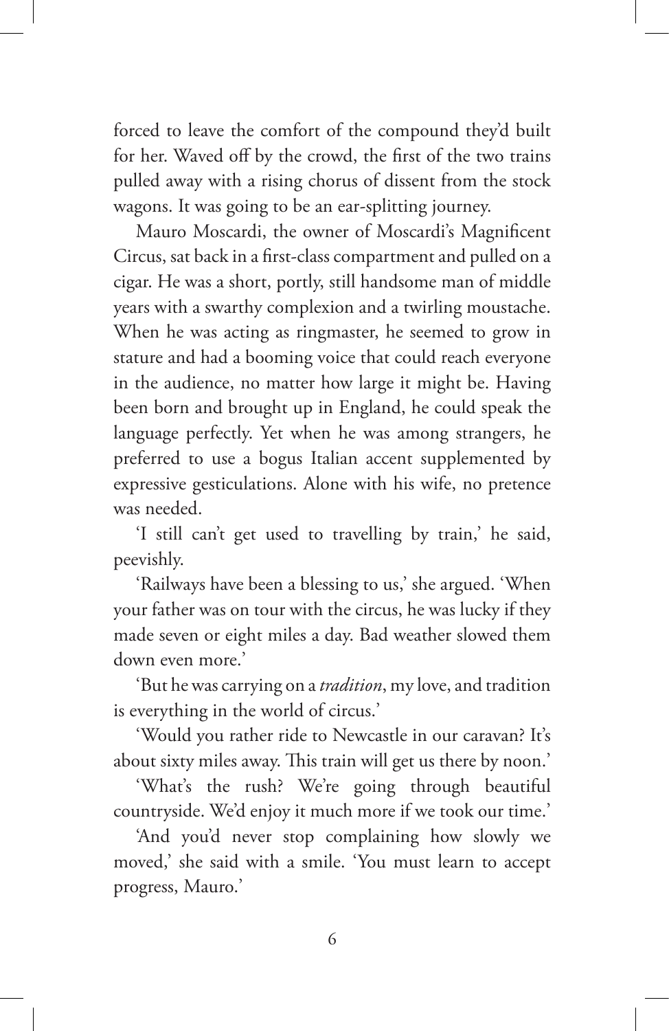forced to leave the comfort of the compound they'd built for her. Waved off by the crowd, the first of the two trains pulled away with a rising chorus of dissent from the stock wagons. It was going to be an ear-splitting journey.

Mauro Moscardi, the owner of Moscardi's Magnificent Circus, sat back in a first-class compartment and pulled on a cigar. He was a short, portly, still handsome man of middle years with a swarthy complexion and a twirling moustache. When he was acting as ringmaster, he seemed to grow in stature and had a booming voice that could reach everyone in the audience, no matter how large it might be. Having been born and brought up in England, he could speak the language perfectly. Yet when he was among strangers, he preferred to use a bogus Italian accent supplemented by expressive gesticulations. Alone with his wife, no pretence was needed.

'I still can't get used to travelling by train,' he said, peevishly.

'Railways have been a blessing to us,' she argued. 'When your father was on tour with the circus, he was lucky if they made seven or eight miles a day. Bad weather slowed them down even more.'

'But he was carrying on a *tradition*, my love, and tradition is everything in the world of circus.'

'Would you rather ride to Newcastle in our caravan? It's about sixty miles away. This train will get us there by noon.'

'What's the rush? We're going through beautiful countryside. We'd enjoy it much more if we took our time.'

'And you'd never stop complaining how slowly we moved,' she said with a smile. 'You must learn to accept progress, Mauro.'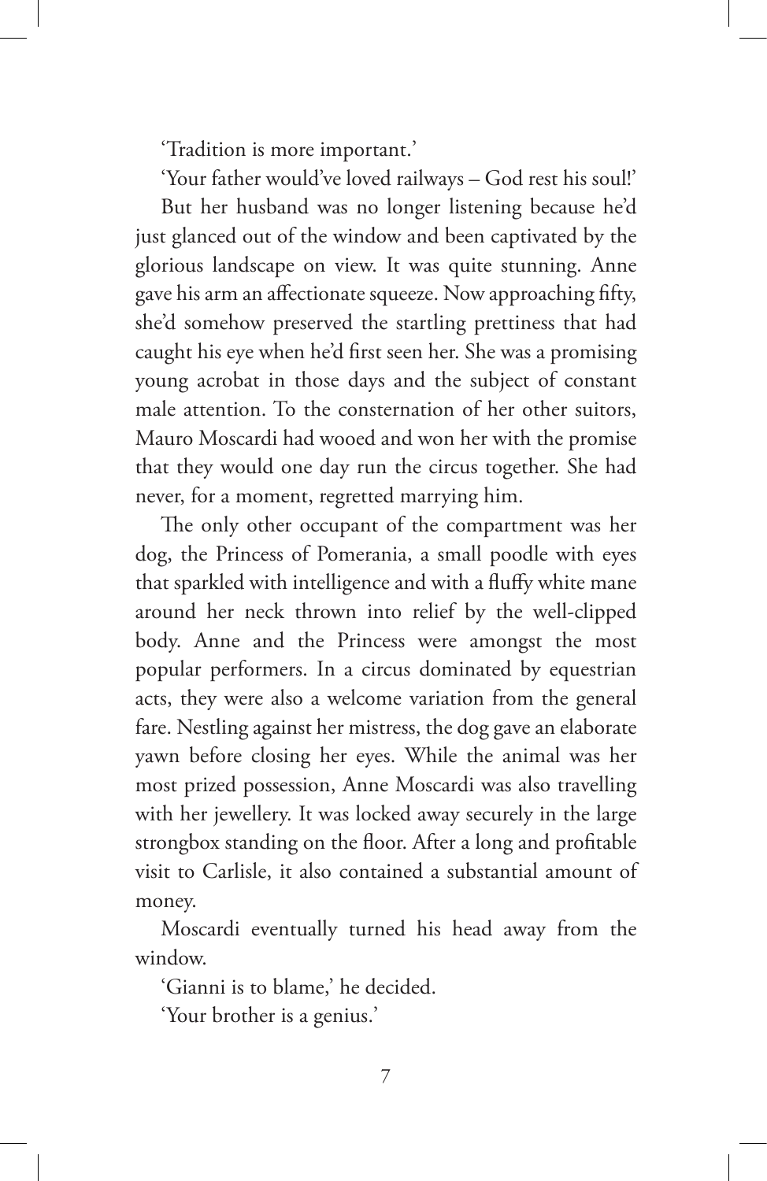'Tradition is more important.'

'Your father would've loved railways – God rest his soul!'

But her husband was no longer listening because he'd just glanced out of the window and been captivated by the glorious landscape on view. It was quite stunning. Anne gave his arm an affectionate squeeze. Now approaching fifty, she'd somehow preserved the startling prettiness that had caught his eye when he'd first seen her. She was a promising young acrobat in those days and the subject of constant male attention. To the consternation of her other suitors, Mauro Moscardi had wooed and won her with the promise that they would one day run the circus together. She had never, for a moment, regretted marrying him.

The only other occupant of the compartment was her dog, the Princess of Pomerania, a small poodle with eyes that sparkled with intelligence and with a fluffy white mane around her neck thrown into relief by the well-clipped body. Anne and the Princess were amongst the most popular performers. In a circus dominated by equestrian acts, they were also a welcome variation from the general fare. Nestling against her mistress, the dog gave an elaborate yawn before closing her eyes. While the animal was her most prized possession, Anne Moscardi was also travelling with her jewellery. It was locked away securely in the large strongbox standing on the floor. After a long and profitable visit to Carlisle, it also contained a substantial amount of money.

Moscardi eventually turned his head away from the window.

'Gianni is to blame,' he decided.

'Your brother is a genius.'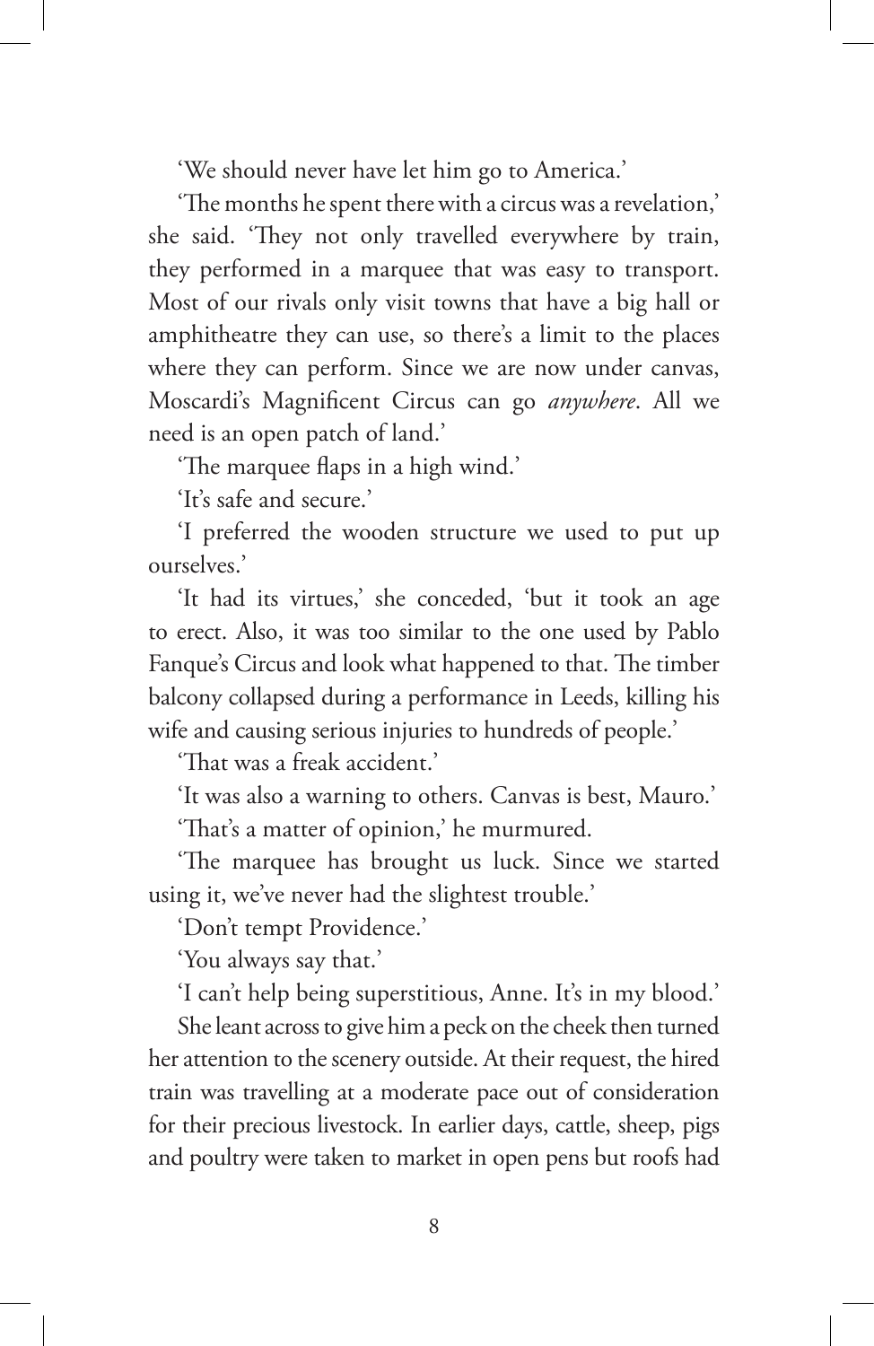'We should never have let him go to America.'

'The months he spent there with a circus was a revelation,' she said. 'They not only travelled everywhere by train, they performed in a marquee that was easy to transport. Most of our rivals only visit towns that have a big hall or amphitheatre they can use, so there's a limit to the places where they can perform. Since we are now under canvas, Moscardi's Magnificent Circus can go *anywhere*. All we need is an open patch of land.'

'The marquee flaps in a high wind.'

'It's safe and secure.'

'I preferred the wooden structure we used to put up ourselves.'

'It had its virtues,' she conceded, 'but it took an age to erect. Also, it was too similar to the one used by Pablo Fanque's Circus and look what happened to that. The timber balcony collapsed during a performance in Leeds, killing his wife and causing serious injuries to hundreds of people.'

'That was a freak accident.'

'It was also a warning to others. Canvas is best, Mauro.'

'That's a matter of opinion,' he murmured.

'The marquee has brought us luck. Since we started using it, we've never had the slightest trouble.'

'Don't tempt Providence.'

'You always say that.'

'I can't help being superstitious, Anne. It's in my blood.'

She leant across to give him a peck on the cheek then turned her attention to the scenery outside. At their request, the hired train was travelling at a moderate pace out of consideration for their precious livestock. In earlier days, cattle, sheep, pigs and poultry were taken to market in open pens but roofs had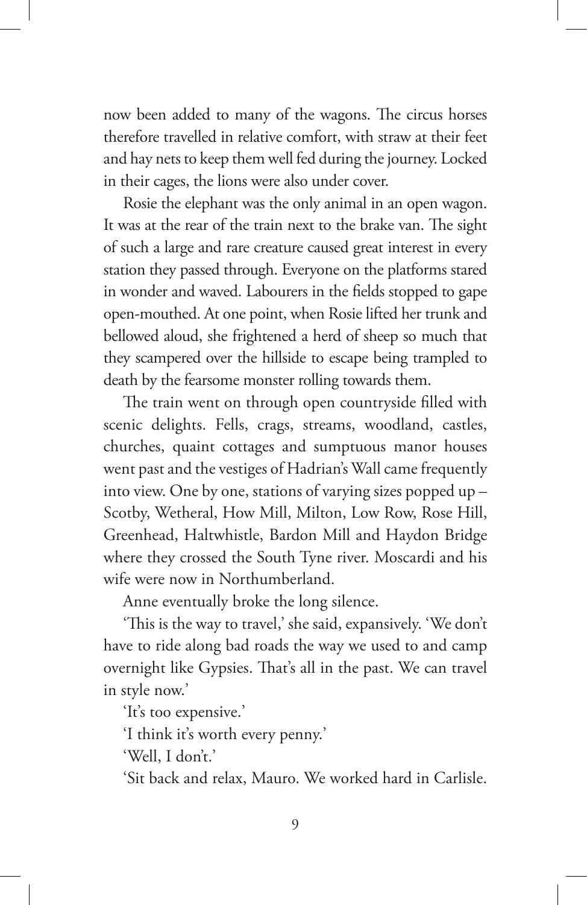now been added to many of the wagons. The circus horses therefore travelled in relative comfort, with straw at their feet and hay nets to keep them well fed during the journey. Locked in their cages, the lions were also under cover.

Rosie the elephant was the only animal in an open wagon. It was at the rear of the train next to the brake van. The sight of such a large and rare creature caused great interest in every station they passed through. Everyone on the platforms stared in wonder and waved. Labourers in the fields stopped to gape open-mouthed. At one point, when Rosie lifted her trunk and bellowed aloud, she frightened a herd of sheep so much that they scampered over the hillside to escape being trampled to death by the fearsome monster rolling towards them.

The train went on through open countryside filled with scenic delights. Fells, crags, streams, woodland, castles, churches, quaint cottages and sumptuous manor houses went past and the vestiges of Hadrian's Wall came frequently into view. One by one, stations of varying sizes popped up – Scotby, Wetheral, How Mill, Milton, Low Row, Rose Hill, Greenhead, Haltwhistle, Bardon Mill and Haydon Bridge where they crossed the South Tyne river. Moscardi and his wife were now in Northumberland.

Anne eventually broke the long silence.

'This is the way to travel,' she said, expansively. 'We don't have to ride along bad roads the way we used to and camp overnight like Gypsies. That's all in the past. We can travel in style now.'

'It's too expensive.'

'I think it's worth every penny.'

'Well, I don't.'

'Sit back and relax, Mauro. We worked hard in Carlisle.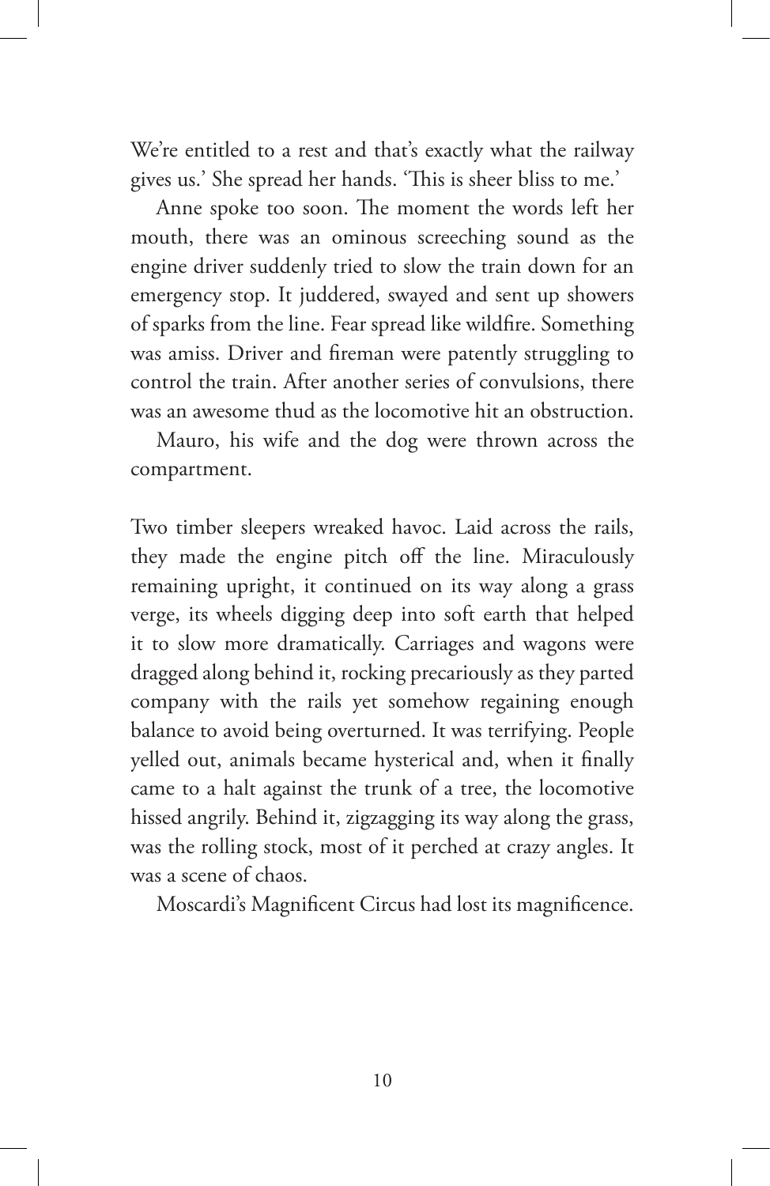We're entitled to a rest and that's exactly what the railway gives us.' She spread her hands. 'This is sheer bliss to me.'

Anne spoke too soon. The moment the words left her mouth, there was an ominous screeching sound as the engine driver suddenly tried to slow the train down for an emergency stop. It juddered, swayed and sent up showers of sparks from the line. Fear spread like wildfire. Something was amiss. Driver and fireman were patently struggling to control the train. After another series of convulsions, there was an awesome thud as the locomotive hit an obstruction.

Mauro, his wife and the dog were thrown across the compartment.

Two timber sleepers wreaked havoc. Laid across the rails, they made the engine pitch off the line. Miraculously remaining upright, it continued on its way along a grass verge, its wheels digging deep into soft earth that helped it to slow more dramatically. Carriages and wagons were dragged along behind it, rocking precariously as they parted company with the rails yet somehow regaining enough balance to avoid being overturned. It was terrifying. People yelled out, animals became hysterical and, when it finally came to a halt against the trunk of a tree, the locomotive hissed angrily. Behind it, zigzagging its way along the grass, was the rolling stock, most of it perched at crazy angles. It was a scene of chaos.

Moscardi's Magnificent Circus had lost its magnificence.